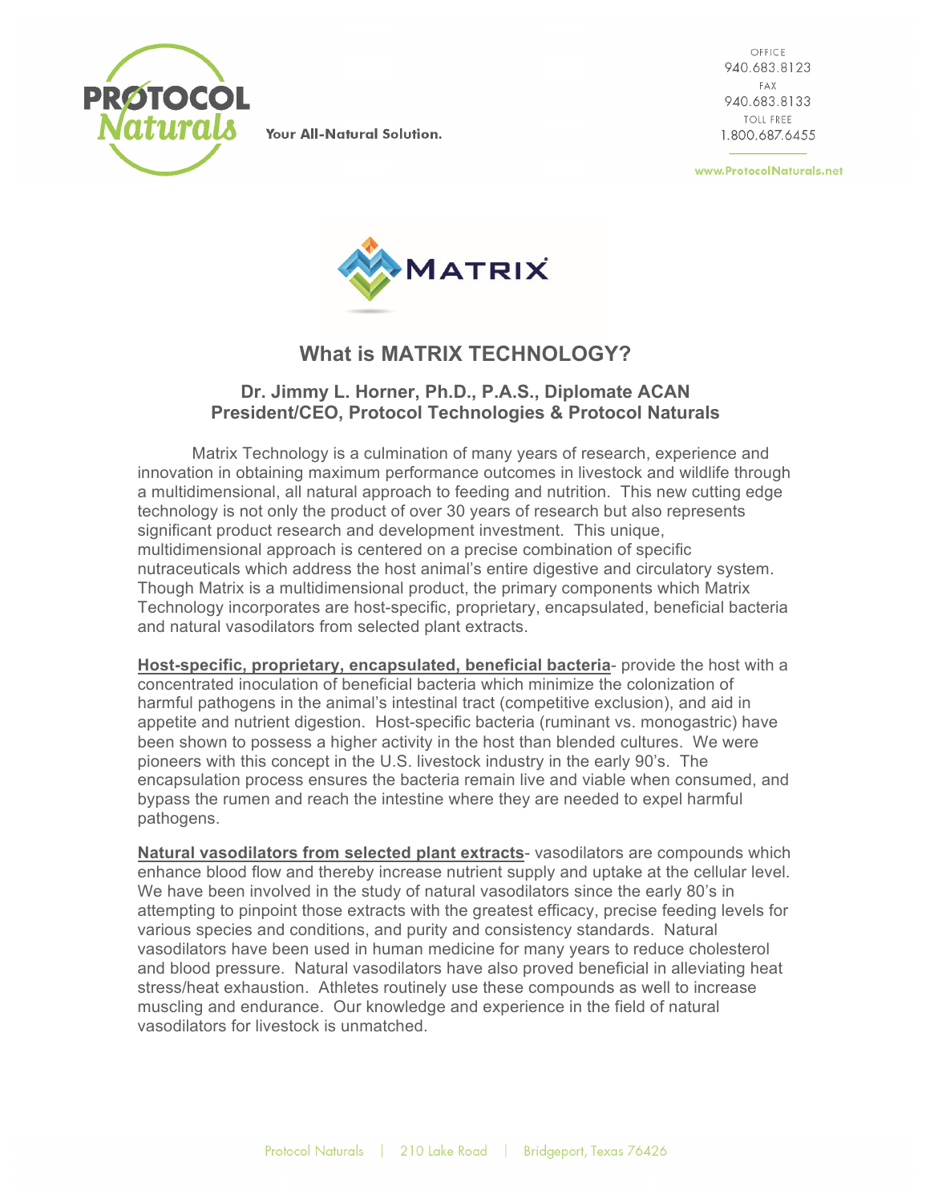PROTOCOL Naturals

Your All-Natural Solution.

OFFICE
940.683.8123
FAX
940.683.8133
TOLL FREE
1.800.687.6455

www.ProtocolNaturals.net

MATRIX

## What is MATRIX TECHNOLOGY?

**Dr. Jimmy L. Horner, Ph.D., P.A.S., Diplomate ACAN**
**President/CEO, Protocol Technologies & Protocol Naturals**

Matrix Technology is a culmination of many years of research, experience and innovation in obtaining maximum performance outcomes in livestock and wildlife through a multidimensional, all natural approach to feeding and nutrition. This new cutting edge technology is not only the product of over 30 years of research but also represents significant product research and development investment. This unique, multidimensional approach is centered on a precise combination of specific nutraceuticals which address the host animal's entire digestive and circulatory system. Though Matrix is a multidimensional product, the primary components which Matrix Technology incorporates are host-specific, proprietary, encapsulated, beneficial bacteria and natural vasodilators from selected plant extracts.

**Host-specific, proprietary, encapsulated, beneficial bacteria**- provide the host with a concentrated inoculation of beneficial bacteria which minimize the colonization of harmful pathogens in the animal's intestinal tract (competitive exclusion), and aid in appetite and nutrient digestion. Host-specific bacteria (ruminant vs. monogastric) have been shown to possess a higher activity in the host than blended cultures. We were pioneers with this concept in the U.S. livestock industry in the early 90's. The encapsulation process ensures the bacteria remain live and viable when consumed, and bypass the rumen and reach the intestine where they are needed to expel harmful pathogens.

**Natural vasodilators from selected plant extracts**- vasodilators are compounds which enhance blood flow and thereby increase nutrient supply and uptake at the cellular level. We have been involved in the study of natural vasodilators since the early 80's in attempting to pinpoint those extracts with the greatest efficacy, precise feeding levels for various species and conditions, and purity and consistency standards. Natural vasodilators have been used in human medicine for many years to reduce cholesterol and blood pressure. Natural vasodilators have also proved beneficial in alleviating heat stress/heat exhaustion. Athletes routinely use these compounds as well to increase muscling and endurance. Our knowledge and experience in the field of natural vasodilators for livestock is unmatched.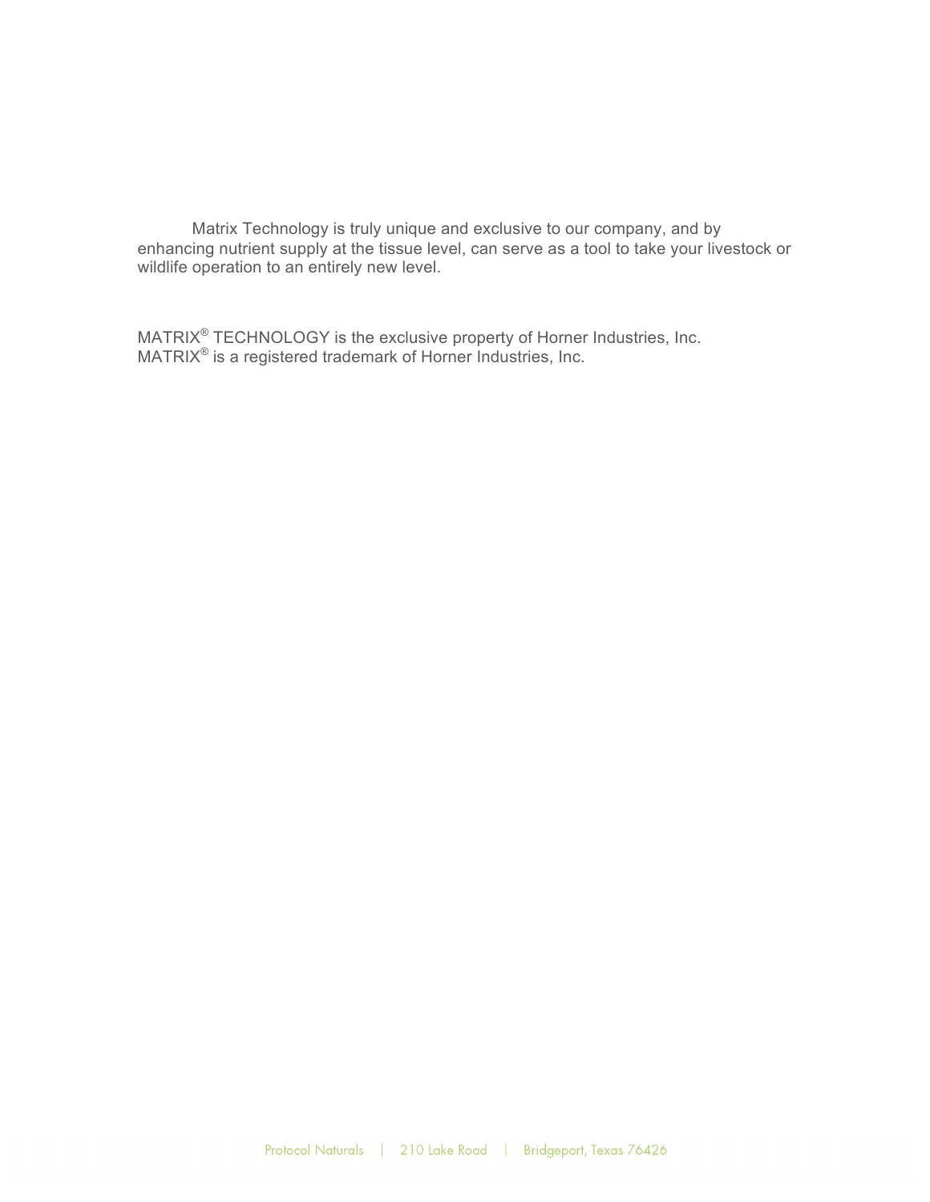Matrix Technology is truly unique and exclusive to our company, and by enhancing nutrient supply at the tissue level, can serve as a tool to take your livestock or wildlife operation to an entirely new level.

MATRIX® TECHNOLOGY is the exclusive property of Horner Industries, Inc.
MATRIX® is a registered trademark of Horner Industries, Inc.

Protocol Naturals | 210 Lake Road | Bridgeport, Texas 76426